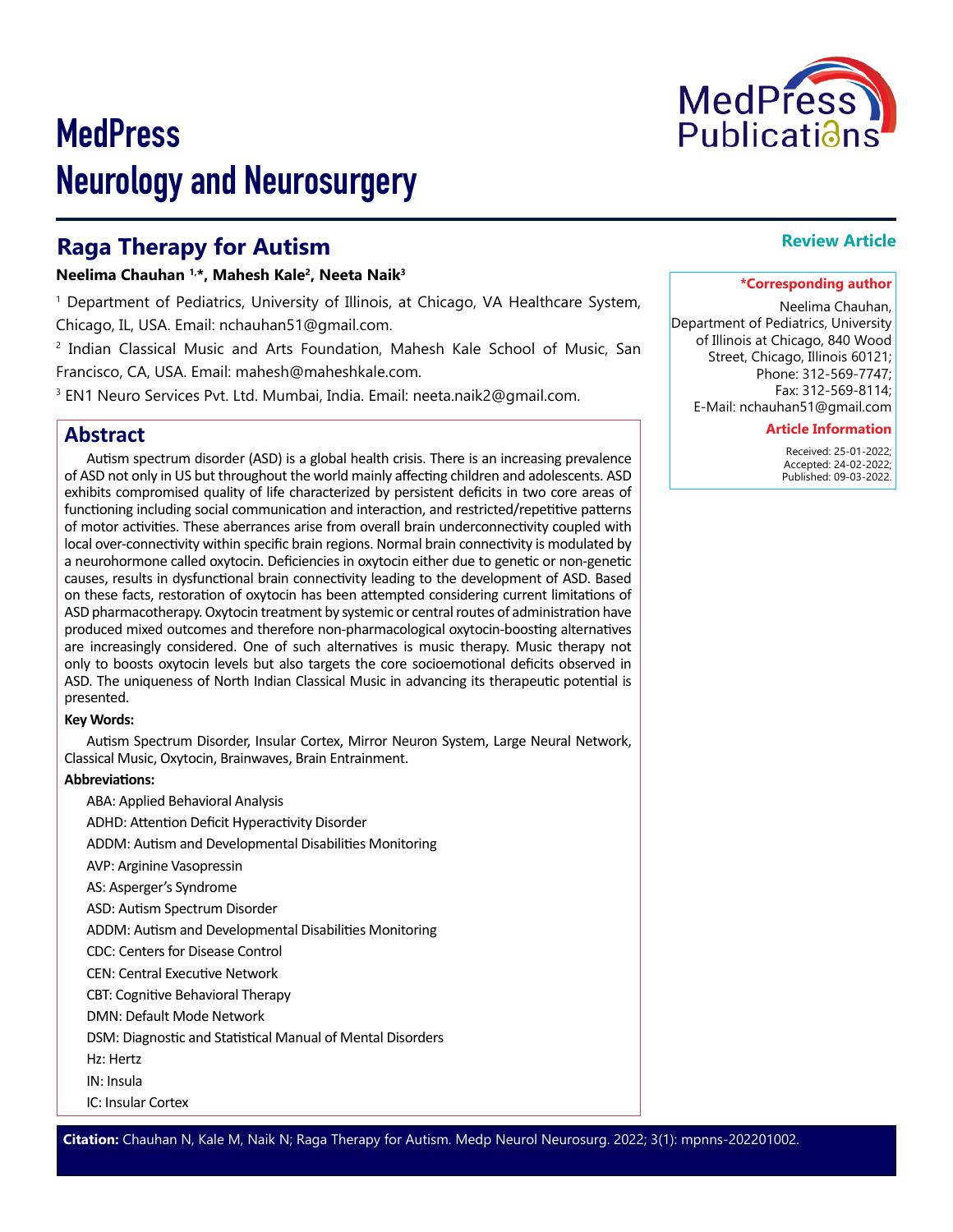# MedPress Neurology and Neurosurgery

## Raga Therapy for Autism

**Review Article**

**Neelima Chauhan [1,*], Mahesh Kale[2], Neeta Naik[3]**

[1] Department of Pediatrics, University of Illinois, at Chicago, VA Healthcare System, Chicago, IL, USA. Email: nchauhan51@gmail.com.

[2] Indian Classical Music and Arts Foundation, Mahesh Kale School of Music, San Francisco, CA, USA. Email: mahesh@maheshkale.com.

[3] EN1 Neuro Services Pvt. Ltd. Mumbai, India. Email: neeta.naik2@gmail.com.

**\*Corresponding author**

Neelima Chauhan, Department of Pediatrics, University of Illinois at Chicago, 840 Wood Street, Chicago, Illinois 60121; Phone: 312-569-7747; Fax: 312-569-8114; E-Mail: nchauhan51@gmail.com

**Article Information**

Received: 25-01-2022; Accepted: 24-02-2022; Published: 09-03-2022.

## Abstract

Autism spectrum disorder (ASD) is a global health crisis. There is an increasing prevalence of ASD not only in US but throughout the world mainly affecting children and adolescents. ASD exhibits compromised quality of life characterized by persistent deficits in two core areas of functioning including social communication and interaction, and restricted/repetitive patterns of motor activities. These aberrances arise from overall brain underconnectivity coupled with local over-connectivity within specific brain regions. Normal brain connectivity is modulated by a neurohormone called oxytocin. Deficiencies in oxytocin either due to genetic or non-genetic causes, results in dysfunctional brain connectivity leading to the development of ASD. Based on these facts, restoration of oxytocin has been attempted considering current limitations of ASD pharmacotherapy. Oxytocin treatment by systemic or central routes of administration have produced mixed outcomes and therefore non-pharmacological oxytocin-boosting alternatives are increasingly considered. One of such alternatives is music therapy. Music therapy not only to boosts oxytocin levels but also targets the core socioemotional deficits observed in ASD. The uniqueness of North Indian Classical Music in advancing its therapeutic potential is presented.

**Key Words:**

Autism Spectrum Disorder, Insular Cortex, Mirror Neuron System, Large Neural Network, Classical Music, Oxytocin, Brainwaves, Brain Entrainment.

**Abbreviations:**

ABA: Applied Behavioral Analysis

ADHD: Attention Deficit Hyperactivity Disorder

ADDM: Autism and Developmental Disabilities Monitoring

AVP: Arginine Vasopressin

AS: Asperger's Syndrome

ASD: Autism Spectrum Disorder

ADDM: Autism and Developmental Disabilities Monitoring

CDC: Centers for Disease Control

CEN: Central Executive Network

CBT: Cognitive Behavioral Therapy

DMN: Default Mode Network

DSM: Diagnostic and Statistical Manual of Mental Disorders

Hz: Hertz

IN: Insula

IC: Insular Cortex

**Citation:** Chauhan N, Kale M, Naik N; Raga Therapy for Autism. Medp Neurol Neurosurg. 2022; 3(1): mpnns-202201002.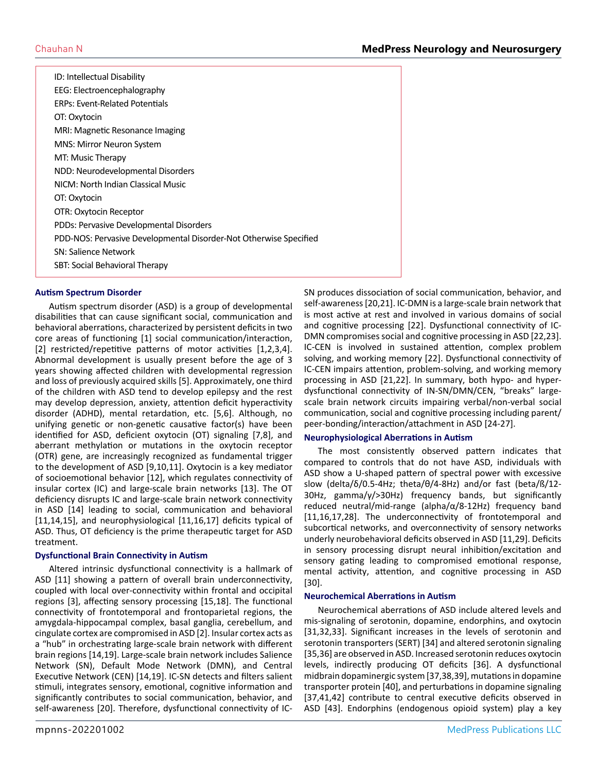ID: Intellectual Disability
EEG: Electroencephalography
ERPs: Event-Related Potentials
OT: Oxytocin
MRI: Magnetic Resonance Imaging
MNS: Mirror Neuron System
MT: Music Therapy
NDD: Neurodevelopmental Disorders
NICM: North Indian Classical Music
OT: Oxytocin
OTR: Oxytocin Receptor
PDDs: Pervasive Developmental Disorders
PDD-NOS: Pervasive Developmental Disorder-Not Otherwise Specified
SN: Salience Network
SBT: Social Behavioral Therapy

## Autism Spectrum Disorder

Autism spectrum disorder (ASD) is a group of developmental disabilities that can cause significant social, communication and behavioral aberrations, characterized by persistent deficits in two core areas of functioning [1] social communication/interaction, [2] restricted/repetitive patterns of motor activities [1,2,3,4]. Abnormal development is usually present before the age of 3 years showing affected children with developmental regression and loss of previously acquired skills [5]. Approximately, one third of the children with ASD tend to develop epilepsy and the rest may develop depression, anxiety, attention deficit hyperactivity disorder (ADHD), mental retardation, etc. [5,6]. Although, no unifying genetic or non-genetic causative factor(s) have been identified for ASD, deficient oxytocin (OT) signaling [7,8], and aberrant methylation or mutations in the oxytocin receptor (OTR) gene, are increasingly recognized as fundamental trigger to the development of ASD [9,10,11]. Oxytocin is a key mediator of socioemotional behavior [12], which regulates connectivity of insular cortex (IC) and large-scale brain networks [13]. The OT deficiency disrupts IC and large-scale brain network connectivity in ASD [14] leading to social, communication and behavioral [11,14,15], and neurophysiological [11,16,17] deficits typical of ASD. Thus, OT deficiency is the prime therapeutic target for ASD treatment.

## Dysfunctional Brain Connectivity in Autism

Altered intrinsic dysfunctional connectivity is a hallmark of ASD [11] showing a pattern of overall brain underconnectivity, coupled with local over-connectivity within frontal and occipital regions [3], affecting sensory processing [15,18]. The functional connectivity of frontotemporal and frontoparietal regions, the amygdala-hippocampal complex, basal ganglia, cerebellum, and cingulate cortex are compromised in ASD [2]. Insular cortex acts as a "hub" in orchestrating large-scale brain network with different brain regions [14,19]. Large-scale brain network includes Salience Network (SN), Default Mode Network (DMN), and Central Executive Network (CEN) [14,19]. IC-SN detects and filters salient stimuli, integrates sensory, emotional, cognitive information and significantly contributes to social communication, behavior, and self-awareness [20]. Therefore, dysfunctional connectivity of IC-SN produces dissociation of social communication, behavior, and self-awareness [20,21]. IC-DMN is a large-scale brain network that is most active at rest and involved in various domains of social and cognitive processing [22]. Dysfunctional connectivity of IC-DMN compromises social and cognitive processing in ASD [22,23]. IC-CEN is involved in sustained attention, complex problem solving, and working memory [22]. Dysfunctional connectivity of IC-CEN impairs attention, problem-solving, and working memory processing in ASD [21,22]. In summary, both hypo- and hyper-dysfunctional connectivity of IN-SN/DMN/CEN, "breaks" large-scale brain network circuits impairing verbal/non-verbal social communication, social and cognitive processing including parent/peer-bonding/interaction/attachment in ASD [24-27].

## Neurophysiological Aberrations in Autism

The most consistently observed pattern indicates that compared to controls that do not have ASD, individuals with ASD show a U-shaped pattern of spectral power with excessive slow (delta/δ/0.5-4Hz; theta/θ/4-8Hz) and/or fast (beta/ß/12-30Hz, gamma/γ/>30Hz) frequency bands, but significantly reduced neutral/mid-range (alpha/α/8-12Hz) frequency band [11,16,17,28]. The underconnectivity of frontotemporal and subcortical networks, and overconnectivity of sensory networks underly neurobehavioral deficits observed in ASD [11,29]. Deficits in sensory processing disrupt neural inhibition/excitation and sensory gating leading to compromised emotional response, mental activity, attention, and cognitive processing in ASD [30].

## Neurochemical Aberrations in Autism

Neurochemical aberrations of ASD include altered levels and mis-signaling of serotonin, dopamine, endorphins, and oxytocin [31,32,33]. Significant increases in the levels of serotonin and serotonin transporters (SERT) [34] and altered serotonin signaling [35,36] are observed in ASD. Increased serotonin reduces oxytocin levels, indirectly producing OT deficits [36]. A dysfunctional midbrain dopaminergic system [37,38,39], mutations in dopamine transporter protein [40], and perturbations in dopamine signaling [37,41,42] contribute to central executive deficits observed in ASD [43]. Endorphins (endogenous opioid system) play a key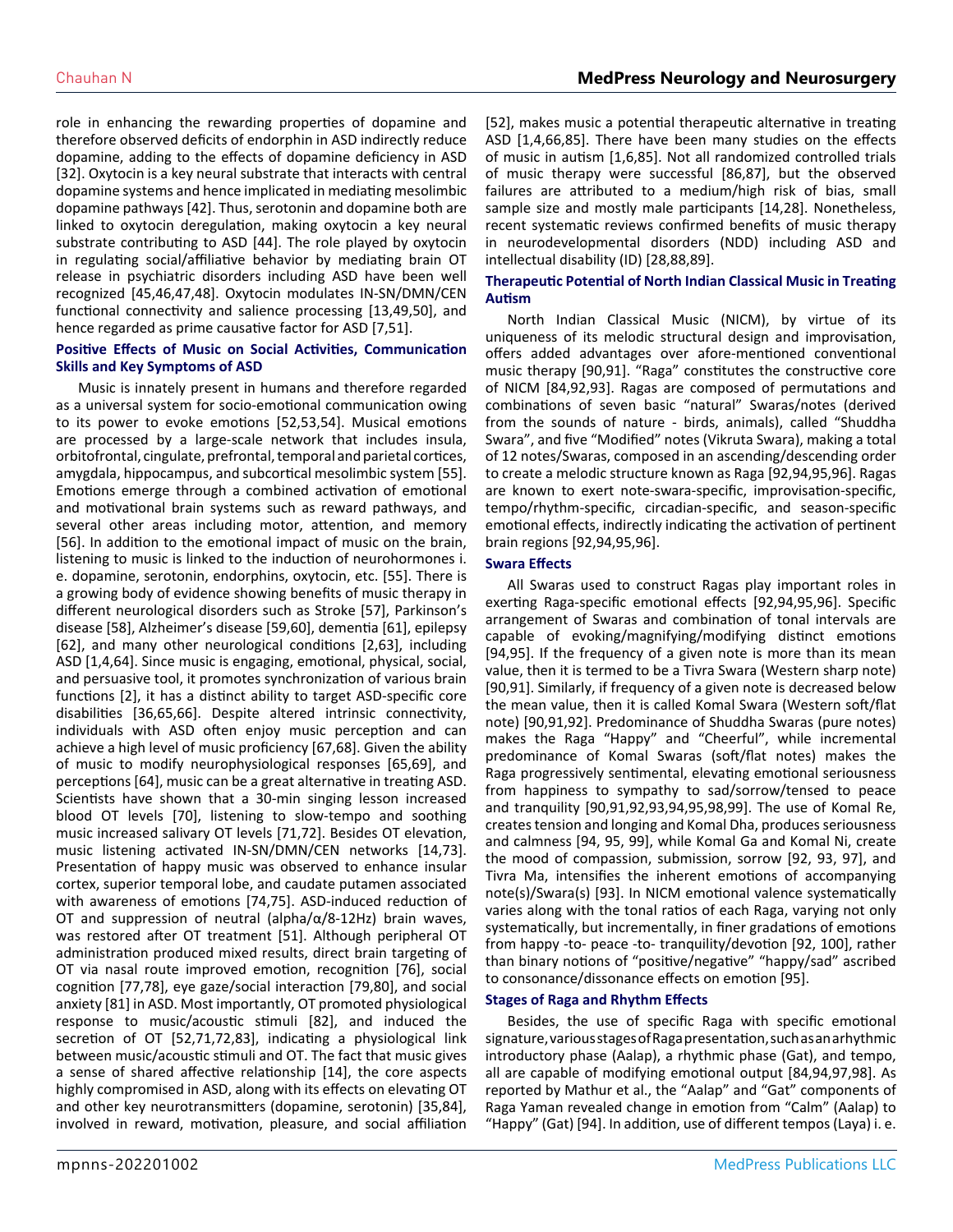role in enhancing the rewarding properties of dopamine and therefore observed deficits of endorphin in ASD indirectly reduce dopamine, adding to the effects of dopamine deficiency in ASD [32]. Oxytocin is a key neural substrate that interacts with central dopamine systems and hence implicated in mediating mesolimbic dopamine pathways [42]. Thus, serotonin and dopamine both are linked to oxytocin deregulation, making oxytocin a key neural substrate contributing to ASD [44]. The role played by oxytocin in regulating social/affiliative behavior by mediating brain OT release in psychiatric disorders including ASD have been well recognized [45,46,47,48]. Oxytocin modulates IN-SN/DMN/CEN functional connectivity and salience processing [13,49,50], and hence regarded as prime causative factor for ASD [7,51].

### Positive Effects of Music on Social Activities, Communication Skills and Key Symptoms of ASD

Music is innately present in humans and therefore regarded as a universal system for socio-emotional communication owing to its power to evoke emotions [52,53,54]. Musical emotions are processed by a large-scale network that includes insula, orbitofrontal, cingulate, prefrontal, temporal and parietal cortices, amygdala, hippocampus, and subcortical mesolimbic system [55]. Emotions emerge through a combined activation of emotional and motivational brain systems such as reward pathways, and several other areas including motor, attention, and memory [56]. In addition to the emotional impact of music on the brain, listening to music is linked to the induction of neurohormones i. e. dopamine, serotonin, endorphins, oxytocin, etc. [55]. There is a growing body of evidence showing benefits of music therapy in different neurological disorders such as Stroke [57], Parkinson's disease [58], Alzheimer's disease [59,60], dementia [61], epilepsy [62], and many other neurological conditions [2,63], including ASD [1,4,64]. Since music is engaging, emotional, physical, social, and persuasive tool, it promotes synchronization of various brain functions [2], it has a distinct ability to target ASD-specific core disabilities [36,65,66]. Despite altered intrinsic connectivity, individuals with ASD often enjoy music perception and can achieve a high level of music proficiency [67,68]. Given the ability of music to modify neurophysiological responses [65,69], and perceptions [64], music can be a great alternative in treating ASD. Scientists have shown that a 30-min singing lesson increased blood OT levels [70], listening to slow-tempo and soothing music increased salivary OT levels [71,72]. Besides OT elevation, music listening activated IN-SN/DMN/CEN networks [14,73]. Presentation of happy music was observed to enhance insular cortex, superior temporal lobe, and caudate putamen associated with awareness of emotions [74,75]. ASD-induced reduction of OT and suppression of neutral (alpha/α/8-12Hz) brain waves, was restored after OT treatment [51]. Although peripheral OT administration produced mixed results, direct brain targeting of OT via nasal route improved emotion, recognition [76], social cognition [77,78], eye gaze/social interaction [79,80], and social anxiety [81] in ASD. Most importantly, OT promoted physiological response to music/acoustic stimuli [82], and induced the secretion of OT [52,71,72,83], indicating a physiological link between music/acoustic stimuli and OT. The fact that music gives a sense of shared affective relationship [14], the core aspects highly compromised in ASD, along with its effects on elevating OT and other key neurotransmitters (dopamine, serotonin) [35,84], involved in reward, motivation, pleasure, and social affiliation [52], makes music a potential therapeutic alternative in treating ASD [1,4,66,85]. There have been many studies on the effects of music in autism [1,6,85]. Not all randomized controlled trials of music therapy were successful [86,87], but the observed failures are attributed to a medium/high risk of bias, small sample size and mostly male participants [14,28]. Nonetheless, recent systematic reviews confirmed benefits of music therapy in neurodevelopmental disorders (NDD) including ASD and intellectual disability (ID) [28,88,89].

### Therapeutic Potential of North Indian Classical Music in Treating Autism

North Indian Classical Music (NICM), by virtue of its uniqueness of its melodic structural design and improvisation, offers added advantages over afore-mentioned conventional music therapy [90,91]. "Raga" constitutes the constructive core of NICM [84,92,93]. Ragas are composed of permutations and combinations of seven basic "natural" Swaras/notes (derived from the sounds of nature - birds, animals), called "Shuddha Swara", and five "Modified" notes (Vikruta Swara), making a total of 12 notes/Swaras, composed in an ascending/descending order to create a melodic structure known as Raga [92,94,95,96]. Ragas are known to exert note-swara-specific, improvisation-specific, tempo/rhythm-specific, circadian-specific, and season-specific emotional effects, indirectly indicating the activation of pertinent brain regions [92,94,95,96].

### Swara Effects

All Swaras used to construct Ragas play important roles in exerting Raga-specific emotional effects [92,94,95,96]. Specific arrangement of Swaras and combination of tonal intervals are capable of evoking/magnifying/modifying distinct emotions [94,95]. If the frequency of a given note is more than its mean value, then it is termed to be a Tivra Swara (Western sharp note) [90,91]. Similarly, if frequency of a given note is decreased below the mean value, then it is called Komal Swara (Western soft/flat note) [90,91,92]. Predominance of Shuddha Swaras (pure notes) makes the Raga "Happy" and "Cheerful", while incremental predominance of Komal Swaras (soft/flat notes) makes the Raga progressively sentimental, elevating emotional seriousness from happiness to sympathy to sad/sorrow/tensed to peace and tranquility [90,91,92,93,94,95,98,99]. The use of Komal Re, creates tension and longing and Komal Dha, produces seriousness and calmness [94, 95, 99], while Komal Ga and Komal Ni, create the mood of compassion, submission, sorrow [92, 93, 97], and Tivra Ma, intensifies the inherent emotions of accompanying note(s)/Swara(s) [93]. In NICM emotional valence systematically varies along with the tonal ratios of each Raga, varying not only systematically, but incrementally, in finer gradations of emotions from happy -to- peace -to- tranquility/devotion [92, 100], rather than binary notions of "positive/negative" "happy/sad" ascribed to consonance/dissonance effects on emotion [95].

### Stages of Raga and Rhythm Effects

Besides, the use of specific Raga with specific emotional signature, various stages of Raga presentation, such as an arhythmic introductory phase (Aalap), a rhythmic phase (Gat), and tempo, all are capable of modifying emotional output [84,94,97,98]. As reported by Mathur et al., the "Aalap" and "Gat" components of Raga Yaman revealed change in emotion from "Calm" (Aalap) to "Happy" (Gat) [94]. In addition, use of different tempos (Laya) i. e.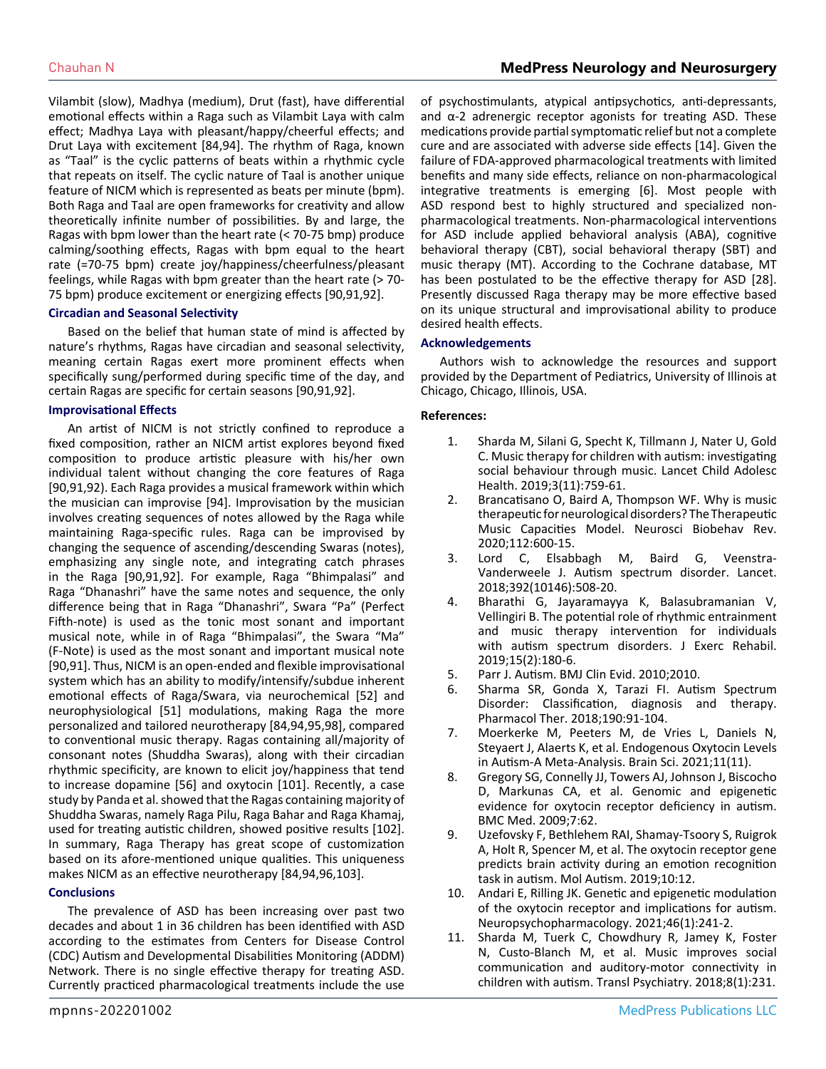Vilambit (slow), Madhya (medium), Drut (fast), have differential emotional effects within a Raga such as Vilambit Laya with calm effect; Madhya Laya with pleasant/happy/cheerful effects; and Drut Laya with excitement [84,94]. The rhythm of Raga, known as "Taal" is the cyclic patterns of beats within a rhythmic cycle that repeats on itself. The cyclic nature of Taal is another unique feature of NICM which is represented as beats per minute (bpm). Both Raga and Taal are open frameworks for creativity and allow theoretically infinite number of possibilities. By and large, the Ragas with bpm lower than the heart rate (< 70-75 bmp) produce calming/soothing effects, Ragas with bpm equal to the heart rate (=70-75 bpm) create joy/happiness/cheerfulness/pleasant feelings, while Ragas with bpm greater than the heart rate (> 70-75 bpm) produce excitement or energizing effects [90,91,92].

### Circadian and Seasonal Selectivity

Based on the belief that human state of mind is affected by nature's rhythms, Ragas have circadian and seasonal selectivity, meaning certain Ragas exert more prominent effects when specifically sung/performed during specific time of the day, and certain Ragas are specific for certain seasons [90,91,92].

### Improvisational Effects

An artist of NICM is not strictly confined to reproduce a fixed composition, rather an NICM artist explores beyond fixed composition to produce artistic pleasure with his/her own individual talent without changing the core features of Raga [90,91,92]. Each Raga provides a musical framework within which the musician can improvise [94]. Improvisation by the musician involves creating sequences of notes allowed by the Raga while maintaining Raga-specific rules. Raga can be improved by changing the sequence of ascending/descending Swaras (notes), emphasizing any single note, and integrating catch phrases in the Raga [90,91,92]. For example, Raga "Bhimpalasi" and Raga "Dhanashri" have the same notes and sequence, the only difference being that in Raga "Dhanashri", Swara "Pa" (Perfect Fifth-note) is used as the tonic most sonant and important musical note, while in of Raga "Bhimpalasi", the Swara "Ma" (F-Note) is used as the most sonant and important musical note [90,91]. Thus, NICM is an open-ended and flexible improvisational system which has an ability to modify/intensify/subdue inherent emotional effects of Raga/Swara, via neurochemical [52] and neurophysiological [51] modulations, making Raga the more personalized and tailored neurotherapy [84,94,95,98], compared to conventional music therapy. Ragas containing all/majority of consonant notes (Shuddha Swaras), along with their circadian rhythmic specificity, are known to elicit joy/happiness that tend to increase dopamine [56] and oxytocin [101]. Recently, a case study by Panda et al. showed that the Ragas containing majority of Shuddha Swaras, namely Raga Pilu, Raga Bahar and Raga Khamaj, used for treating autistic children, showed positive results [102]. In summary, Raga Therapy has great scope of customization based on its afore-mentioned unique qualities. This uniqueness makes NICM as an effective neurotherapy [84,94,96,103].

## Conclusions

The prevalence of ASD has been increasing over past two decades and about 1 in 36 children has been identified with ASD according to the estimates from Centers for Disease Control (CDC) Autism and Developmental Disabilities Monitoring (ADDM) Network. There is no single effective therapy for treating ASD. Currently practiced pharmacological treatments include the use of psychostimulants, atypical antipsychotics, anti-depressants, and α-2 adrenergic receptor agonists for treating ASD. These medications provide partial symptomatic relief but not a complete cure and are associated with adverse side effects [14]. Given the failure of FDA-approved pharmacological treatments with limited benefits and many side effects, reliance on non-pharmacological integrative treatments is emerging [6]. Most people with ASD respond best to highly structured and specialized non-pharmacological treatments. Non-pharmacological interventions for ASD include applied behavioral analysis (ABA), cognitive behavioral therapy (CBT), social behavioral therapy (SBT) and music therapy (MT). According to the Cochrane database, MT has been postulated to be the effective therapy for ASD [28]. Presently discussed Raga therapy may be more effective based on its unique structural and improvisational ability to produce desired health effects.

## Acknowledgements

Authors wish to acknowledge the resources and support provided by the Department of Pediatrics, University of Illinois at Chicago, Chicago, Illinois, USA.

## References:

1. Sharda M, Silani G, Specht K, Tillmann J, Nater U, Gold C. Music therapy for children with autism: investigating social behaviour through music. Lancet Child Adolesc Health. 2019;3(11):759-61.
2. Brancatisano O, Baird A, Thompson WF. Why is music therapeutic for neurological disorders? The Therapeutic Music Capacities Model. Neurosci Biobehav Rev. 2020;112:600-15.
3. Lord C, Elsabbagh M, Baird G, Veenstra-Vanderweele J. Autism spectrum disorder. Lancet. 2018;392(10146):508-20.
4. Bharathi G, Jayaramayya K, Balasubramanian V, Vellingiri B. The potential role of rhythmic entrainment and music therapy intervention for individuals with autism spectrum disorders. J Exerc Rehabil. 2019;15(2):180-6.
5. Parr J. Autism. BMJ Clin Evid. 2010;2010.
6. Sharma SR, Gonda X, Tarazi FI. Autism Spectrum Disorder: Classification, diagnosis and therapy. Pharmacol Ther. 2018;190:91-104.
7. Moerkerke M, Peeters M, de Vries L, Daniels N, Steyaert J, Alaerts K, et al. Endogenous Oxytocin Levels in Autism-A Meta-Analysis. Brain Sci. 2021;11(11).
8. Gregory SG, Connelly JJ, Towers AJ, Johnson J, Biscocho D, Markunas CA, et al. Genomic and epigenetic evidence for oxytocin receptor deficiency in autism. BMC Med. 2009;7:62.
9. Uzefovsky F, Bethlehem RAI, Shamay-Tsoory S, Ruigrok A, Holt R, Spencer M, et al. The oxytocin receptor gene predicts brain activity during an emotion recognition task in autism. Mol Autism. 2019;10:12.
10. Andari E, Rilling JK. Genetic and epigenetic modulation of the oxytocin receptor and implications for autism. Neuropsychopharmacology. 2021;46(1):241-2.
11. Sharda M, Tuerk C, Chowdhury R, Jamey K, Foster N, Custo-Blanch M, et al. Music improves social communication and auditory-motor connectivity in children with autism. Transl Psychiatry. 2018;8(1):231.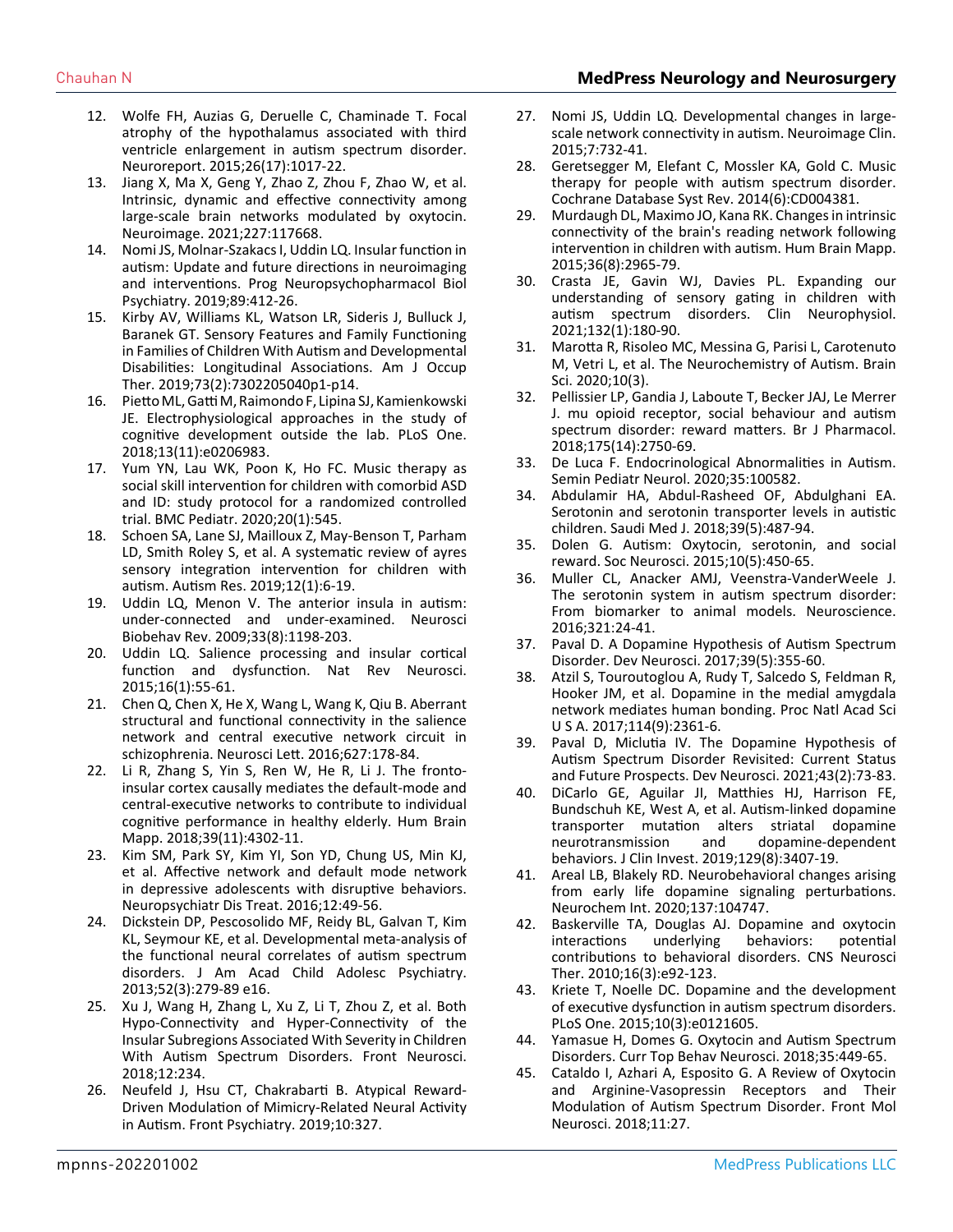12. Wolfe FH, Auzias G, Deruelle C, Chaminade T. Focal atrophy of the hypothalamus associated with third ventricle enlargement in autism spectrum disorder. Neuroreport. 2015;26(17):1017-22.
13. Jiang X, Ma X, Geng Y, Zhao Z, Zhou F, Zhao W, et al. Intrinsic, dynamic and effective connectivity among large-scale brain networks modulated by oxytocin. Neuroimage. 2021;227:117668.
14. Nomi JS, Molnar-Szakacs I, Uddin LQ. Insular function in autism: Update and future directions in neuroimaging and interventions. Prog Neuropsychopharmacol Biol Psychiatry. 2019;89:412-26.
15. Kirby AV, Williams KL, Watson LR, Sideris J, Bulluck J, Baranek GT. Sensory Features and Family Functioning in Families of Children With Autism and Developmental Disabilities: Longitudinal Associations. Am J Occup Ther. 2019;73(2):7302205040p1-p14.
16. Pietto ML, Gatti M, Raimondo F, Lipina SJ, Kamienkowski JE. Electrophysiological approaches in the study of cognitive development outside the lab. PLoS One. 2018;13(11):e0206983.
17. Yum YN, Lau WK, Poon K, Ho FC. Music therapy as social skill intervention for children with comorbid ASD and ID: study protocol for a randomized controlled trial. BMC Pediatr. 2020;20(1):545.
18. Schoen SA, Lane SJ, Mailloux Z, May-Benson T, Parham LD, Smith Roley S, et al. A systematic review of ayres sensory integration intervention for children with autism. Autism Res. 2019;12(1):6-19.
19. Uddin LQ, Menon V. The anterior insula in autism: under-connected and under-examined. Neurosci Biobehav Rev. 2009;33(8):1198-203.
20. Uddin LQ. Salience processing and insular cortical function and dysfunction. Nat Rev Neurosci. 2015;16(1):55-61.
21. Chen Q, Chen X, He X, Wang L, Wang K, Qiu B. Aberrant structural and functional connectivity in the salience network and central executive network circuit in schizophrenia. Neurosci Lett. 2016;627:178-84.
22. Li R, Zhang S, Yin S, Ren W, He R, Li J. The fronto-insular cortex causally mediates the default-mode and central-executive networks to contribute to individual cognitive performance in healthy elderly. Hum Brain Mapp. 2018;39(11):4302-11.
23. Kim SM, Park SY, Kim YI, Son YD, Chung US, Min KJ, et al. Affective network and default mode network in depressive adolescents with disruptive behaviors. Neuropsychiatr Dis Treat. 2016;12:49-56.
24. Dickstein DP, Pescosolido MF, Reidy BL, Galvan T, Kim KL, Seymour KE, et al. Developmental meta-analysis of the functional neural correlates of autism spectrum disorders. J Am Acad Child Adolesc Psychiatry. 2013;52(3):279-89 e16.
25. Xu J, Wang H, Zhang L, Xu Z, Li T, Zhou Z, et al. Both Hypo-Connectivity and Hyper-Connectivity of the Insular Subregions Associated With Severity in Children With Autism Spectrum Disorders. Front Neurosci. 2018;12:234.
26. Neufeld J, Hsu CT, Chakrabarti B. Atypical Reward-Driven Modulation of Mimicry-Related Neural Activity in Autism. Front Psychiatry. 2019;10:327.
27. Nomi JS, Uddin LQ. Developmental changes in large-scale network connectivity in autism. Neuroimage Clin. 2015;7:732-41.
28. Geretsegger M, Elefant C, Mossler KA, Gold C. Music therapy for people with autism spectrum disorder. Cochrane Database Syst Rev. 2014(6):CD004381.
29. Murdaugh DL, Maximo JO, Kana RK. Changes in intrinsic connectivity of the brain's reading network following intervention in children with autism. Hum Brain Mapp. 2015;36(8):2965-79.
30. Crasta JE, Gavin WJ, Davies PL. Expanding our understanding of sensory gating in children with autism spectrum disorders. Clin Neurophysiol. 2021;132(1):180-90.
31. Marotta R, Risoleo MC, Messina G, Parisi L, Carotenuto M, Vetri L, et al. The Neurochemistry of Autism. Brain Sci. 2020;10(3).
32. Pellissier LP, Gandia J, Laboute T, Becker JAJ, Le Merrer J. mu opioid receptor, social behaviour and autism spectrum disorder: reward matters. Br J Pharmacol. 2018;175(14):2750-69.
33. De Luca F. Endocrinological Abnormalities in Autism. Semin Pediatr Neurol. 2020;35:100582.
34. Abdulamir HA, Abdul-Rasheed OF, Abdulghani EA. Serotonin and serotonin transporter levels in autistic children. Saudi Med J. 2018;39(5):487-94.
35. Dolen G. Autism: Oxytocin, serotonin, and social reward. Soc Neurosci. 2015;10(5):450-65.
36. Muller CL, Anacker AMJ, Veenstra-VanderWeele J. The serotonin system in autism spectrum disorder: From biomarker to animal models. Neuroscience. 2016;321:24-41.
37. Paval D. A Dopamine Hypothesis of Autism Spectrum Disorder. Dev Neurosci. 2017;39(5):355-60.
38. Atzil S, Touroutoglou A, Rudy T, Salcedo S, Feldman R, Hooker JM, et al. Dopamine in the medial amygdala network mediates human bonding. Proc Natl Acad Sci U S A. 2017;114(9):2361-6.
39. Paval D, Miclutia IV. The Dopamine Hypothesis of Autism Spectrum Disorder Revisited: Current Status and Future Prospects. Dev Neurosci. 2021;43(2):73-83.
40. DiCarlo GE, Aguilar JI, Matthies HJ, Harrison FE, Bundschuh KE, West A, et al. Autism-linked dopamine transporter mutation alters striatal dopamine neurotransmission and dopamine-dependent behaviors. J Clin Invest. 2019;129(8):3407-19.
41. Areal LB, Blakely RD. Neurobehavioral changes arising from early life dopamine signaling perturbations. Neurochem Int. 2020;137:104747.
42. Baskerville TA, Douglas AJ. Dopamine and oxytocin interactions underlying behaviors: potential contributions to behavioral disorders. CNS Neurosci Ther. 2010;16(3):e92-123.
43. Kriete T, Noelle DC. Dopamine and the development of executive dysfunction in autism spectrum disorders. PLoS One. 2015;10(3):e0121605.
44. Yamasue H, Domes G. Oxytocin and Autism Spectrum Disorders. Curr Top Behav Neurosci. 2018;35:449-65.
45. Cataldo I, Azhari A, Esposito G. A Review of Oxytocin and Arginine-Vasopressin Receptors and Their Modulation of Autism Spectrum Disorder. Front Mol Neurosci. 2018;11:27.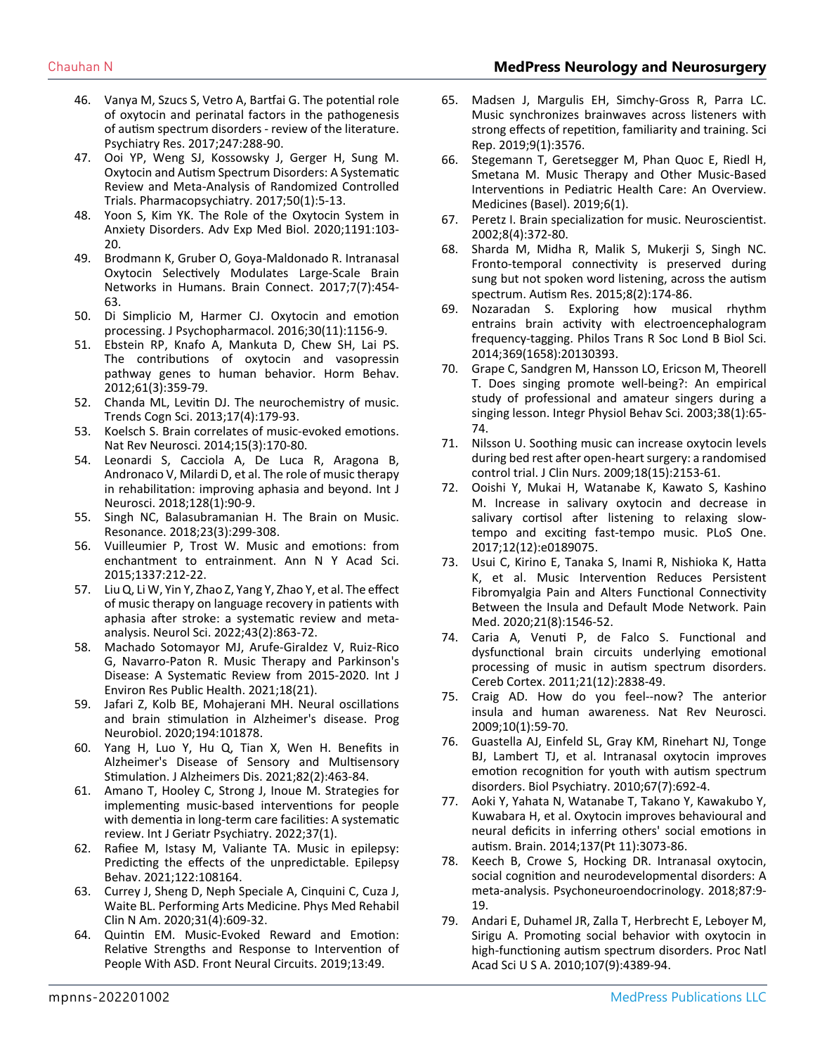46. Vanya M, Szucs S, Vetro A, Bartfai G. The potential role of oxytocin and perinatal factors in the pathogenesis of autism spectrum disorders - review of the literature. Psychiatry Res. 2017;247:288-90.
47. Ooi YP, Weng SJ, Kossowsky J, Gerger H, Sung M. Oxytocin and Autism Spectrum Disorders: A Systematic Review and Meta-Analysis of Randomized Controlled Trials. Pharmacopsychiatry. 2017;50(1):5-13.
48. Yoon S, Kim YK. The Role of the Oxytocin System in Anxiety Disorders. Adv Exp Med Biol. 2020;1191:103-20.
49. Brodmann K, Gruber O, Goya-Maldonado R. Intranasal Oxytocin Selectively Modulates Large-Scale Brain Networks in Humans. Brain Connect. 2017;7(7):454-63.
50. Di Simplicio M, Harmer CJ. Oxytocin and emotion processing. J Psychopharmacol. 2016;30(11):1156-9.
51. Ebstein RP, Knafo A, Mankuta D, Chew SH, Lai PS. The contributions of oxytocin and vasopressin pathway genes to human behavior. Horm Behav. 2012;61(3):359-79.
52. Chanda ML, Levitin DJ. The neurochemistry of music. Trends Cogn Sci. 2013;17(4):179-93.
53. Koelsch S. Brain correlates of music-evoked emotions. Nat Rev Neurosci. 2014;15(3):170-80.
54. Leonardi S, Cacciola A, De Luca R, Aragona B, Andronaco V, Milardi D, et al. The role of music therapy in rehabilitation: improving aphasia and beyond. Int J Neurosci. 2018;128(1):90-9.
55. Singh NC, Balasubramanian H. The Brain on Music. Resonance. 2018;23(3):299-308.
56. Vuilleumier P, Trost W. Music and emotions: from enchantment to entrainment. Ann N Y Acad Sci. 2015;1337:212-22.
57. Liu Q, Li W, Yin Y, Zhao Z, Yang Y, Zhao Y, et al. The effect of music therapy on language recovery in patients with aphasia after stroke: a systematic review and meta-analysis. Neurol Sci. 2022;43(2):863-72.
58. Machado Sotomayor MJ, Arufe-Giraldez V, Ruiz-Rico G, Navarro-Paton R. Music Therapy and Parkinson's Disease: A Systematic Review from 2015-2020. Int J Environ Res Public Health. 2021;18(21).
59. Jafari Z, Kolb BE, Mohajerani MH. Neural oscillations and brain stimulation in Alzheimer's disease. Prog Neurobiol. 2020;194:101878.
60. Yang H, Luo Y, Hu Q, Tian X, Wen H. Benefits in Alzheimer's Disease of Sensory and Multisensory Stimulation. J Alzheimers Dis. 2021;82(2):463-84.
61. Amano T, Hooley C, Strong J, Inoue M. Strategies for implementing music-based interventions for people with dementia in long-term care facilities: A systematic review. Int J Geriatr Psychiatry. 2022;37(1).
62. Rafiee M, Istasy M, Valiante TA. Music in epilepsy: Predicting the effects of the unpredictable. Epilepsy Behav. 2021;122:108164.
63. Currey J, Sheng D, Neph Speciale A, Cinquini C, Cuza J, Waite BL. Performing Arts Medicine. Phys Med Rehabil Clin N Am. 2020;31(4):609-32.
64. Quintin EM. Music-Evoked Reward and Emotion: Relative Strengths and Response to Intervention of People With ASD. Front Neural Circuits. 2019;13:49.
65. Madsen J, Margulis EH, Simchy-Gross R, Parra LC. Music synchronizes brainwaves across listeners with strong effects of repetition, familiarity and training. Sci Rep. 2019;9(1):3576.
66. Stegemann T, Geretsegger M, Phan Quoc E, Riedl H, Smetana M. Music Therapy and Other Music-Based Interventions in Pediatric Health Care: An Overview. Medicines (Basel). 2019;6(1).
67. Peretz I. Brain specialization for music. Neuroscientist. 2002;8(4):372-80.
68. Sharda M, Midha R, Malik S, Mukerji S, Singh NC. Fronto-temporal connectivity is preserved during sung but not spoken word listening, across the autism spectrum. Autism Res. 2015;8(2):174-86.
69. Nozaradan S. Exploring how musical rhythm entrains brain activity with electroencephalogram frequency-tagging. Philos Trans R Soc Lond B Biol Sci. 2014;369(1658):20130393.
70. Grape C, Sandgren M, Hansson LO, Ericson M, Theorell T. Does singing promote well-being?: An empirical study of professional and amateur singers during a singing lesson. Integr Physiol Behav Sci. 2003;38(1):65-74.
71. Nilsson U. Soothing music can increase oxytocin levels during bed rest after open-heart surgery: a randomised control trial. J Clin Nurs. 2009;18(15):2153-61.
72. Ooishi Y, Mukai H, Watanabe K, Kawato S, Kashino M. Increase in salivary oxytocin and decrease in salivary cortisol after listening to relaxing slow-tempo and exciting fast-tempo music. PLoS One. 2017;12(12):e0189075.
73. Usui C, Kirino E, Tanaka S, Inami R, Nishioka K, Hatta K, et al. Music Intervention Reduces Persistent Fibromyalgia Pain and Alters Functional Connectivity Between the Insula and Default Mode Network. Pain Med. 2020;21(8):1546-52.
74. Caria A, Venuti P, de Falco S. Functional and dysfunctional brain circuits underlying emotional processing of music in autism spectrum disorders. Cereb Cortex. 2011;21(12):2838-49.
75. Craig AD. How do you feel--now? The anterior insula and human awareness. Nat Rev Neurosci. 2009;10(1):59-70.
76. Guastella AJ, Einfeld SL, Gray KM, Rinehart NJ, Tonge BJ, Lambert TJ, et al. Intranasal oxytocin improves emotion recognition for youth with autism spectrum disorders. Biol Psychiatry. 2010;67(7):692-4.
77. Aoki Y, Yahata N, Watanabe T, Takano Y, Kawakubo Y, Kuwabara H, et al. Oxytocin improves behavioural and neural deficits in inferring others' social emotions in autism. Brain. 2014;137(Pt 11):3073-86.
78. Keech B, Crowe S, Hocking DR. Intranasal oxytocin, social cognition and neurodevelopmental disorders: A meta-analysis. Psychoneuroendocrinology. 2018;87:9-19.
79. Andari E, Duhamel JR, Zalla T, Herbrecht E, Leboyer M, Sirigu A. Promoting social behavior with oxytocin in high-functioning autism spectrum disorders. Proc Natl Acad Sci U S A. 2010;107(9):4389-94.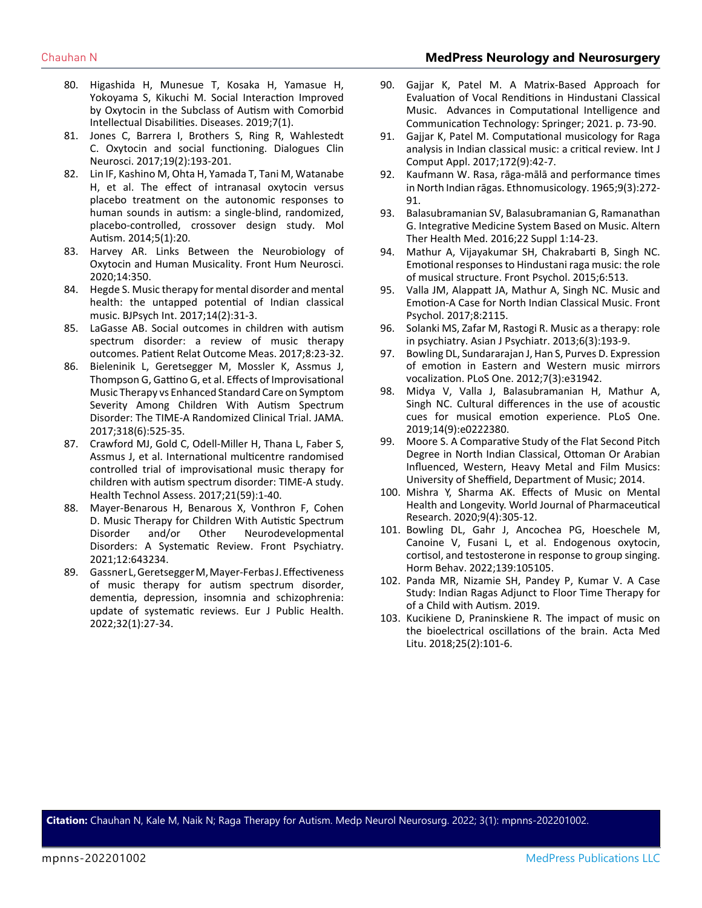80. Higashida H, Munesue T, Kosaka H, Yamasue H, Yokoyama S, Kikuchi M. Social Interaction Improved by Oxytocin in the Subclass of Autism with Comorbid Intellectual Disabilities. Diseases. 2019;7(1).
81. Jones C, Barrera I, Brothers S, Ring R, Wahlestedt C. Oxytocin and social functioning. Dialogues Clin Neurosci. 2017;19(2):193-201.
82. Lin IF, Kashino M, Ohta H, Yamada T, Tani M, Watanabe H, et al. The effect of intranasal oxytocin versus placebo treatment on the autonomic responses to human sounds in autism: a single-blind, randomized, placebo-controlled, crossover design study. Mol Autism. 2014;5(1):20.
83. Harvey AR. Links Between the Neurobiology of Oxytocin and Human Musicality. Front Hum Neurosci. 2020;14:350.
84. Hegde S. Music therapy for mental disorder and mental health: the untapped potential of Indian classical music. BJPsych Int. 2017;14(2):31-3.
85. LaGasse AB. Social outcomes in children with autism spectrum disorder: a review of music therapy outcomes. Patient Relat Outcome Meas. 2017;8:23-32.
86. Bieleninik L, Geretsegger M, Mossler K, Assmus J, Thompson G, Gattino G, et al. Effects of Improvisational Music Therapy vs Enhanced Standard Care on Symptom Severity Among Children With Autism Spectrum Disorder: The TIME-A Randomized Clinical Trial. JAMA. 2017;318(6):525-35.
87. Crawford MJ, Gold C, Odell-Miller H, Thana L, Faber S, Assmus J, et al. International multicentre randomised controlled trial of improvisational music therapy for children with autism spectrum disorder: TIME-A study. Health Technol Assess. 2017;21(59):1-40.
88. Mayer-Benarous H, Benarous X, Vonthron F, Cohen D. Music Therapy for Children With Autistic Spectrum Disorder and/or Other Neurodevelopmental Disorders: A Systematic Review. Front Psychiatry. 2021;12:643234.
89. Gassner L, Geretsegger M, Mayer-Ferbas J. Effectiveness of music therapy for autism spectrum disorder, dementia, depression, insomnia and schizophrenia: update of systematic reviews. Eur J Public Health. 2022;32(1):27-34.
90. Gajjar K, Patel M. A Matrix-Based Approach for Evaluation of Vocal Renditions in Hindustani Classical Music. Advances in Computational Intelligence and Communication Technology: Springer; 2021. p. 73-90.
91. Gajjar K, Patel M. Computational musicology for Raga analysis in Indian classical music: a critical review. Int J Comput Appl. 2017;172(9):42-7.
92. Kaufmann W. Rasa, rāga-mālā and performance times in North Indian rāgas. Ethnomusicology. 1965;9(3):272-91.
93. Balasubramanian SV, Balasubramanian G, Ramanathan G. Integrative Medicine System Based on Music. Altern Ther Health Med. 2016;22 Suppl 1:14-23.
94. Mathur A, Vijayakumar SH, Chakrabarti B, Singh NC. Emotional responses to Hindustani raga music: the role of musical structure. Front Psychol. 2015;6:513.
95. Valla JM, Alappatt JA, Mathur A, Singh NC. Music and Emotion-A Case for North Indian Classical Music. Front Psychol. 2017;8:2115.
96. Solanki MS, Zafar M, Rastogi R. Music as a therapy: role in psychiatry. Asian J Psychiatr. 2013;6(3):193-9.
97. Bowling DL, Sundararajan J, Han S, Purves D. Expression of emotion in Eastern and Western music mirrors vocalization. PLoS One. 2012;7(3):e31942.
98. Midya V, Valla J, Balasubramanian H, Mathur A, Singh NC. Cultural differences in the use of acoustic cues for musical emotion experience. PLoS One. 2019;14(9):e0222380.
99. Moore S. A Comparative Study of the Flat Second Pitch Degree in North Indian Classical, Ottoman Or Arabian Influenced, Western, Heavy Metal and Film Musics: University of Sheffield, Department of Music; 2014.
100. Mishra Y, Sharma AK. Effects of Music on Mental Health and Longevity. World Journal of Pharmaceutical Research. 2020;9(4):305-12.
101. Bowling DL, Gahr J, Ancochea PG, Hoeschele M, Canoine V, Fusani L, et al. Endogenous oxytocin, cortisol, and testosterone in response to group singing. Horm Behav. 2022;139:105105.
102. Panda MR, Nizamie SH, Pandey P, Kumar V. A Case Study: Indian Ragas Adjunct to Floor Time Therapy for of a Child with Autism. 2019.
103. Kucikiene D, Praninskiene R. The impact of music on the bioelectrical oscillations of the brain. Acta Med Litu. 2018;25(2):101-6.

**Citation:** Chauhan N, Kale M, Naik N; Raga Therapy for Autism. Medp Neurol Neurosurg. 2022; 3(1): mpnns-202201002.